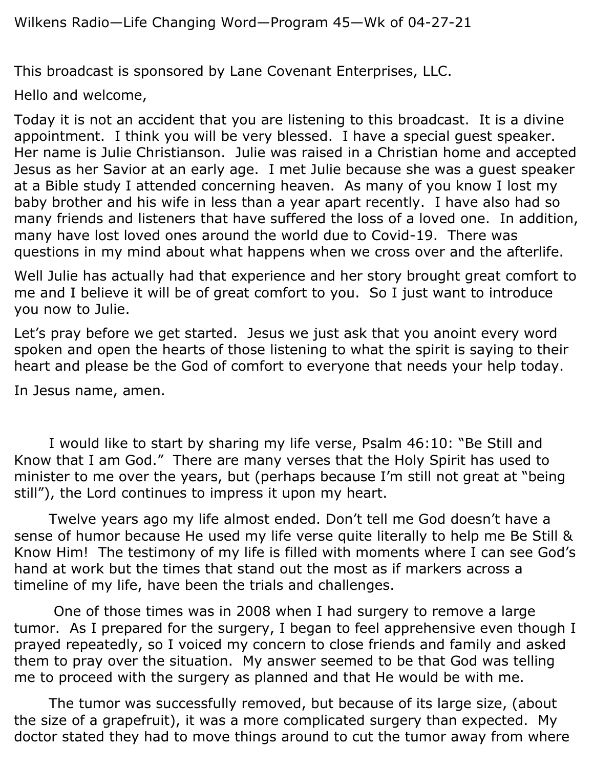Wilkens Radio—Life Changing Word—Program 45—Wk of 04-27-21

This broadcast is sponsored by Lane Covenant Enterprises, LLC.

Hello and welcome,

Today it is not an accident that you are listening to this broadcast. It is a divine appointment. I think you will be very blessed. I have a special guest speaker. Her name is Julie Christianson. Julie was raised in a Christian home and accepted Jesus as her Savior at an early age. I met Julie because she was a guest speaker at a Bible study I attended concerning heaven. As many of you know I lost my baby brother and his wife in less than a year apart recently. I have also had so many friends and listeners that have suffered the loss of a loved one. In addition, many have lost loved ones around the world due to Covid-19. There was questions in my mind about what happens when we cross over and the afterlife.

Well Julie has actually had that experience and her story brought great comfort to me and I believe it will be of great comfort to you. So I just want to introduce you now to Julie.

Let's pray before we get started. Jesus we just ask that you anoint every word spoken and open the hearts of those listening to what the spirit is saying to their heart and please be the God of comfort to everyone that needs your help today.

In Jesus name, amen.

I would like to start by sharing my life verse, Psalm 46:10: "Be Still and Know that I am God." There are many verses that the Holy Spirit has used to minister to me over the years, but (perhaps because I'm still not great at "being still"), the Lord continues to impress it upon my heart.

Twelve years ago my life almost ended. Don't tell me God doesn't have a sense of humor because He used my life verse quite literally to help me Be Still & Know Him! The testimony of my life is filled with moments where I can see God's hand at work but the times that stand out the most as if markers across a timeline of my life, have been the trials and challenges.

One of those times was in 2008 when I had surgery to remove a large tumor. As I prepared for the surgery, I began to feel apprehensive even though I prayed repeatedly, so I voiced my concern to close friends and family and asked them to pray over the situation. My answer seemed to be that God was telling me to proceed with the surgery as planned and that He would be with me.

The tumor was successfully removed, but because of its large size, (about the size of a grapefruit), it was a more complicated surgery than expected. My doctor stated they had to move things around to cut the tumor away from where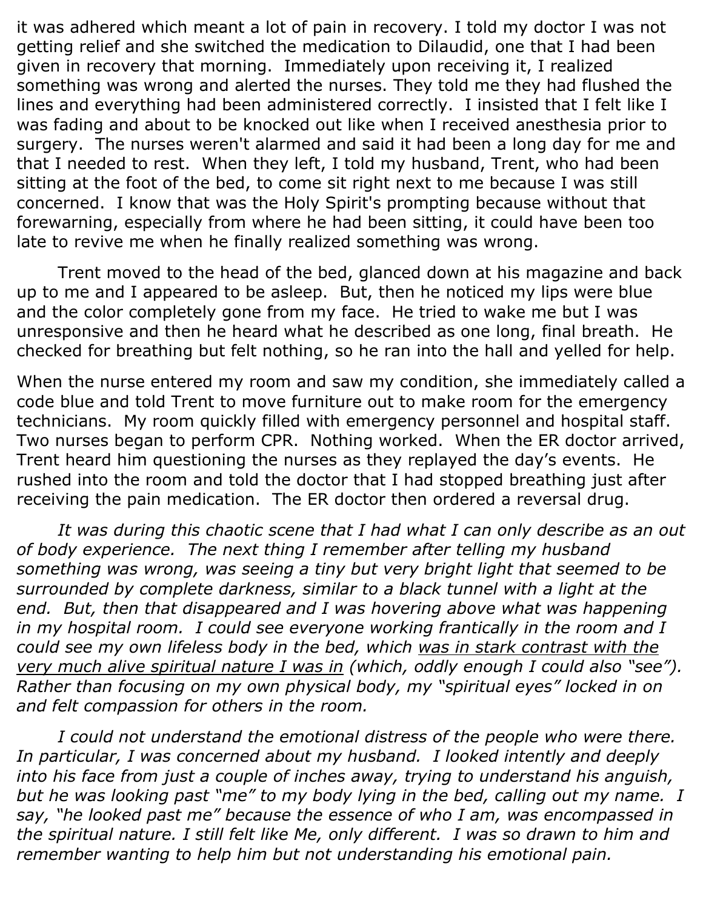it was adhered which meant a lot of pain in recovery. I told my doctor I was not getting relief and she switched the medication to Dilaudid, one that I had been given in recovery that morning. Immediately upon receiving it, I realized something was wrong and alerted the nurses. They told me they had flushed the lines and everything had been administered correctly. I insisted that I felt like I was fading and about to be knocked out like when I received anesthesia prior to surgery. The nurses weren't alarmed and said it had been a long day for me and that I needed to rest. When they left, I told my husband, Trent, who had been sitting at the foot of the bed, to come sit right next to me because I was still concerned. I know that was the Holy Spirit's prompting because without that forewarning, especially from where he had been sitting, it could have been too late to revive me when he finally realized something was wrong.

Trent moved to the head of the bed, glanced down at his magazine and back up to me and I appeared to be asleep. But, then he noticed my lips were blue and the color completely gone from my face. He tried to wake me but I was unresponsive and then he heard what he described as one long, final breath. He checked for breathing but felt nothing, so he ran into the hall and yelled for help.

When the nurse entered my room and saw my condition, she immediately called a code blue and told Trent to move furniture out to make room for the emergency technicians. My room quickly filled with emergency personnel and hospital staff. Two nurses began to perform CPR. Nothing worked. When the ER doctor arrived, Trent heard him questioning the nurses as they replayed the day's events. He rushed into the room and told the doctor that I had stopped breathing just after receiving the pain medication. The ER doctor then ordered a reversal drug.

*It was during this chaotic scene that I had what I can only describe as an out of body experience. The next thing I remember after telling my husband something was wrong, was seeing a tiny but very bright light that seemed to be surrounded by complete darkness, similar to a black tunnel with a light at the end. But, then that disappeared and I was hovering above what was happening in my hospital room. I could see everyone working frantically in the room and I could see my own lifeless body in the bed, which <u>was in stark contrast with the very much alive spiritual nature I was in</u> (which, oddly enough I could also "see"). Rather than focusing on my own physical body, my "spiritual eyes" locked in on and felt compassion for others in the room.*

*I could not understand the emotional distress of the people who were there. In particular, I was concerned about my husband. I looked intently and deeply into his face from just a couple of inches away, trying to understand his anguish, but he was looking past "me" to my body lying in the bed, calling out my name. I say, "he looked past me" because the essence of who I am, was encompassed in the spiritual nature. I still felt like Me, only different. I was so drawn to him and remember wanting to help him but not understanding his emotional pain.*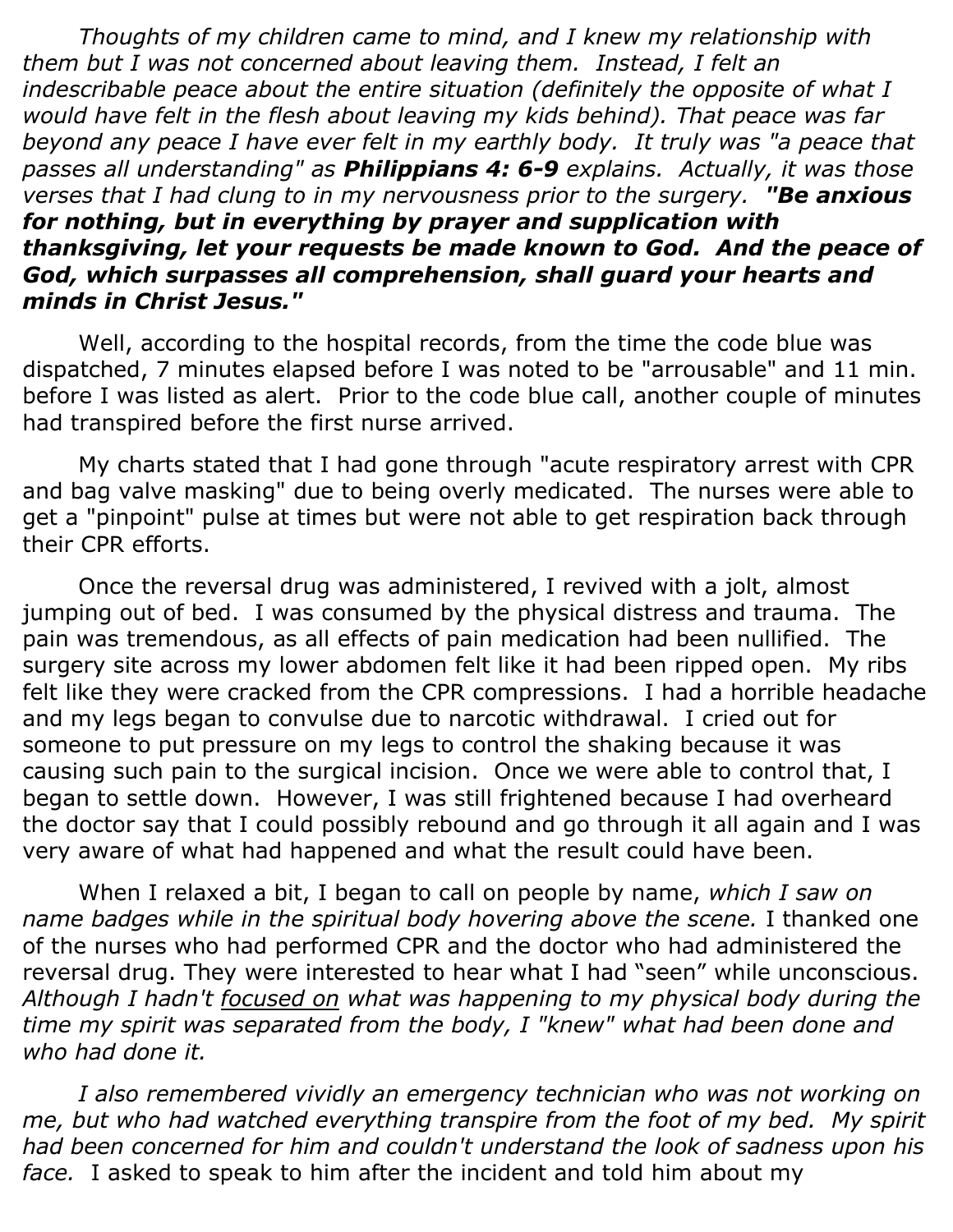*Thoughts of my children came to mind, and I knew my relationship with them but I was not concerned about leaving them. Instead, I felt an indescribable peace about the entire situation (definitely the opposite of what I would have felt in the flesh about leaving my kids behind). That peace was far beyond any peace I have ever felt in my earthly body. It truly was "a peace that passes all understanding" as* ***Philippians 4: 6-9*** *explains. Actually, it was those verses that I had clung to in my nervousness prior to the surgery.* ***"Be anxious for nothing, but in everything by prayer and supplication with thanksgiving, let your requests be made known to God. And the peace of God, which surpasses all comprehension, shall guard your hearts and minds in Christ Jesus."***

Well, according to the hospital records, from the time the code blue was dispatched, 7 minutes elapsed before I was noted to be "arrousable" and 11 min. before I was listed as alert. Prior to the code blue call, another couple of minutes had transpired before the first nurse arrived.

My charts stated that I had gone through "acute respiratory arrest with CPR and bag valve masking" due to being overly medicated. The nurses were able to get a "pinpoint" pulse at times but were not able to get respiration back through their CPR efforts.

Once the reversal drug was administered, I revived with a jolt, almost jumping out of bed. I was consumed by the physical distress and trauma. The pain was tremendous, as all effects of pain medication had been nullified. The surgery site across my lower abdomen felt like it had been ripped open. My ribs felt like they were cracked from the CPR compressions. I had a horrible headache and my legs began to convulse due to narcotic withdrawal. I cried out for someone to put pressure on my legs to control the shaking because it was causing such pain to the surgical incision. Once we were able to control that, I began to settle down. However, I was still frightened because I had overheard the doctor say that I could possibly rebound and go through it all again and I was very aware of what had happened and what the result could have been.

When I relaxed a bit, I began to call on people by name, *which I saw on name badges while in the spiritual body hovering above the scene.* I thanked one of the nurses who had performed CPR and the doctor who had administered the reversal drug. They were interested to hear what I had "seen" while unconscious. *Although I hadn't <u>focused on</u> what was happening to my physical body during the time my spirit was separated from the body, I "knew" what had been done and who had done it.*

*I also remembered vividly an emergency technician who was not working on me, but who had watched everything transpire from the foot of my bed. My spirit had been concerned for him and couldn't understand the look of sadness upon his face.* I asked to speak to him after the incident and told him about my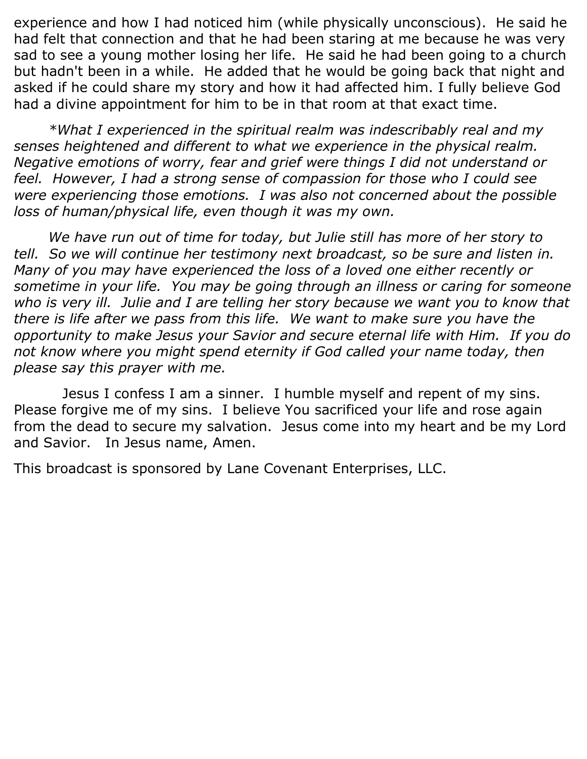experience and how I had noticed him (while physically unconscious). He said he had felt that connection and that he had been staring at me because he was very sad to see a young mother losing her life. He said he had been going to a church but hadn't been in a while. He added that he would be going back that night and asked if he could share my story and how it had affected him. I fully believe God had a divine appointment for him to be in that room at that exact time.

*\*What I experienced in the spiritual realm was indescribably real and my senses heightened and different to what we experience in the physical realm. Negative emotions of worry, fear and grief were things I did not understand or feel. However, I had a strong sense of compassion for those who I could see were experiencing those emotions. I was also not concerned about the possible loss of human/physical life, even though it was my own.*

*We have run out of time for today, but Julie still has more of her story to tell. So we will continue her testimony next broadcast, so be sure and listen in. Many of you may have experienced the loss of a loved one either recently or sometime in your life. You may be going through an illness or caring for someone who is very ill. Julie and I are telling her story because we want you to know that there is life after we pass from this life. We want to make sure you have the opportunity to make Jesus your Savior and secure eternal life with Him. If you do not know where you might spend eternity if God called your name today, then please say this prayer with me.*

Jesus I confess I am a sinner. I humble myself and repent of my sins. Please forgive me of my sins. I believe You sacrificed your life and rose again from the dead to secure my salvation. Jesus come into my heart and be my Lord and Savior. In Jesus name, Amen.

This broadcast is sponsored by Lane Covenant Enterprises, LLC.